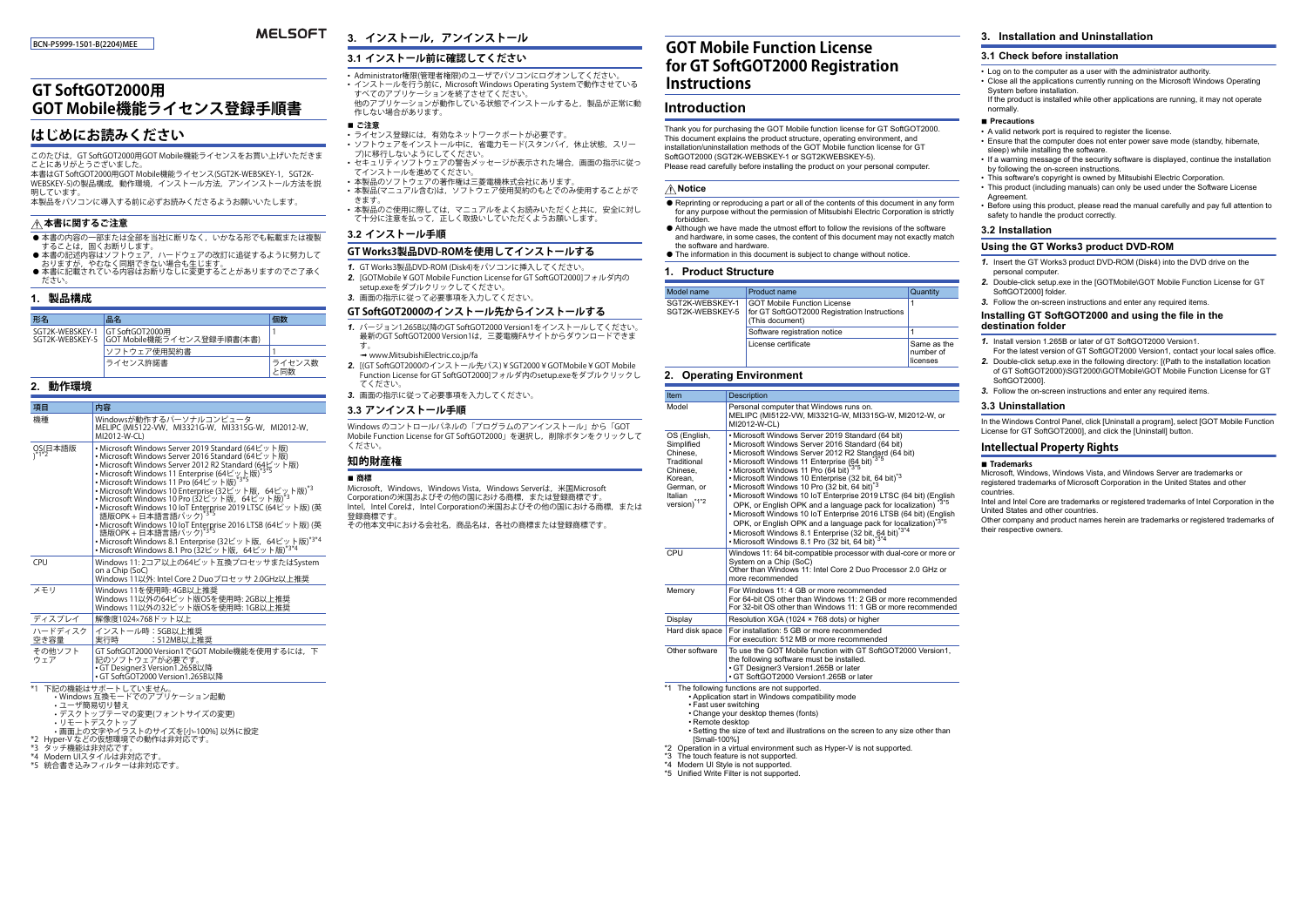BCN-P5999-1501-B(2204)MEE

MELSOFT

# GT SoftGOT2000用 GOT Mobile機能ライセンス登録手順書

## はじめにお読みください

このたびは，GT SoftGOT2000用GOT Mobile機能ライセンスをお買い上げいただきまことにありがとうございました。
本書はGT SoftGOT2000用GOT Mobile機能ライセンス(SGT2K-WEBSKEY-1，SGT2K-WEBSKEY-5)の製品構成，動作環境，インストール方法，アンインストール方法を説明しています。
本製品をパソコンに導入する前に必ずお読みくださるようお願いいたします。

### ⚠本書に関するご注意

- 本書の内容の一部または全部を当社に断りなく，いかなる形でも転載または複製することは，固くお断りします。
- 本書の記述内容はソフトウェア，ハードウェアの改訂に追従するように努力しておりますが，やむなく同期できない場合も生じます。
- 本書に記載されている内容はお断りなしに変更することがありますのでご了承ください。

## 1. 製品構成

| 形名 | 品名 | 個数 |
|---|---|---|
| SGT2K-WEBSKEY-1<br>SGT2K-WEBSKEY-5 | GT SoftGOT2000用<br>GOT Mobile機能ライセンス登録手順書(本書) | 1 |
| | ソフトウェア使用契約書 | 1 |
| | ライセンス許諾書 | ライセンス数と同数 |

## 2. 動作環境

| 項目 | 内容 |
|---|---|
| 機種 | Windowsが動作するパーソナルコンピュータ<br>MELIPC (MI5122-VW，MI3321G-W，MI3315G-W，MI2012-W，MI2012-W-CL) |
| OS(日本語版)*1*2 | • Microsoft Windows Server 2019 Standard (64ビット版)<br>• Microsoft Windows Server 2016 Standard (64ビット版)<br>• Microsoft Windows Server 2012 R2 Standard (64ビット版)<br>• Microsoft Windows 11 Enterprise (64ビット版)*3*5<br>• Microsoft Windows 11 Pro (64ビット版)*3*5<br>• Microsoft Windows 10 Enterprise (32ビット版，64ビット版)*3<br>• Microsoft Windows 10 Pro (32ビット版，64ビット版)*3<br>• Microsoft Windows 10 IoT Enterprise 2019 LTSC (64ビット版) (英語版OPK＋日本語言語パック)*3*5<br>• Microsoft Windows 10 IoT Enterprise 2016 LTSB (64ビット版) (英語版OPK＋日本語言語パック)*3*5<br>• Microsoft Windows 8.1 Enterprise (32ビット版，64ビット版)*3*4<br>• Microsoft Windows 8.1 Pro (32ビット版，64ビット版)*3*4 |
| CPU | Windows 11: 2コア以上の64ビット互換プロセッサまたはSystem on a Chip (SoC)<br>Windows 11以外: Intel Core 2 Duoプロセッサ 2.0GHz以上推奨 |
| メモリ | Windows 11を使用時: 4GB以上推奨<br>Windows 11以外の64ビット版OSを使用時: 2GB以上推奨<br>Windows 11以外の32ビット版OSを使用時: 1GB以上推奨 |
| ディスプレイ | 解像度1024×768ドット以上 |
| ハードディスク空き容量 | インストール時：5GB以上推奨<br>実行時　　　　：512MB以上推奨 |
| その他ソフトウェア | GT SoftGOT2000 Version1でGOT Mobile機能を使用するには，下記のソフトウェアが必要です。<br>• GT Designer3 Version1.265B以降<br>• GT SoftGOT2000 Version1.265B以降 |

*1 下記の機能はサポートしていません。
- Windows 互換モードでのアプリケーション起動
- ユーザ簡易切り替え
- デスクトップテーマの変更(フォントサイズの変更)
- リモートデスクトップ
- 画面上の文字やイラストのサイズを[小-100%] 以外に設定

*2 Hyper-V などの仮想環境での動作は非対応です。
*3 タッチ機能は非対応です。
*4 Modern UIスタイルは非対応です。
*5 統合書き込みフィルターは非対応です。

## 3. インストール，アンインストール

### 3.1 インストール前に確認してください

- Administrator権限(管理者権限)のユーザでパソコンにログオンしてください。
- インストールを行う前に，Microsoft Windows Operating Systemで動作させているすべてのアプリケーションを終了させてください。
  他のアプリケーションが動作している状態でインストールすると，製品が正常に動作しない場合があります。

■ ご注意
- ライセンス登録には，有効なネットワークポートが必要です。
- ソフトウェアをインストール中に，省電力モード(スタンバイ，休止状態，スリープ)に移行しないようにしてください。
- セキュリティソフトウェアの警告メッセージが表示された場合，画面の指示に従ってインストールを進めてください。
- 本製品のソフトウェアの著作権は三菱電機株式会社にあります。
- 本製品(マニュアル含む)は，ソフトウェア使用契約のもとでのみ使用することができます。
- 本製品のご使用に際しては，マニュアルをよくお読みいただくと共に，安全に対して十分に注意を払って，正しく取扱いしていただくようお願いします。

### 3.2 インストール手順

#### GT Works3製品DVD-ROMを使用してインストールする

1. GT Works3製品DVD-ROM (Disk4)をパソコンに挿入してください。
2. [GOTMobile￥GOT Mobile Function License for GT SoftGOT2000]フォルダ内のsetup.exeをダブルクリックしてください。
3. 画面の指示に従って必要事項を入力してください。

#### GT SoftGOT2000のインストール先からインストールする

1. バージョン1.265B以降のGT SoftGOT2000 Version1をインストールしてください。
   最新のGT SoftGOT2000 Version1は，三菱電機FAサイトからダウンロードできます。
   → www.MitsubishiElectric.co.jp/fa
2. [(GT SoftGOT2000のインストール先パス)￥SGT2000￥GOTMobile￥GOT Mobile Function License for GT SoftGOT2000]フォルダ内のsetup.exeをダブルクリックしてください。
3. 画面の指示に従って必要事項を入力してください。

### 3.3 アンインストール手順

Windows のコントロールパネルの「プログラムのアンインストール」から「GOT Mobile Function License for GT SoftGOT2000」を選択し，削除ボタンをクリックしてください。

## 知的財産権

■ 商標
Microsoft，Windows，Windows Vista，Windows Serverは，米国Microsoft Corporationの米国およびその他の国における商標，または登録商標です。
Intel，Intel Coreは，Intel Corporationの米国およびその他の国における商標，または登録商標です。
その他本文中における会社名，商品名は，各社の商標または登録商標です。

# GOT Mobile Function License for GT SoftGOT2000 Registration Instructions

## Introduction

Thank you for purchasing the GOT Mobile function license for GT SoftGOT2000.
This document explains the product structure, operating environment, and installation/uninstallation methods of the GOT Mobile function license for GT SoftGOT2000 (SGT2K-WEBSKEY-1 or SGT2K-WEBSKEY-5).
Please read carefully before installing the product on your personal computer.

### ⚠Notice

- Reprinting or reproducing a part or all of the contents of this document in any form for any purpose without the permission of Mitsubishi Electric Corporation is strictly forbidden.
- Although we have made the utmost effort to follow the revisions of the software and hardware, in some cases, the content of this document may not exactly match the software and hardware.
- The information in this document is subject to change without notice.

## 1. Product Structure

| Model name | Product name | Quantity |
|---|---|---|
| SGT2K-WEBSKEY-1<br>SGT2K-WEBSKEY-5 | GOT Mobile Function License for GT SoftGOT2000 Registration Instructions (This document) | 1 |
| | Software registration notice | 1 |
| | License certificate | Same as the number of licenses |

## 2. Operating Environment

| Item | Description |
|---|---|
| Model | Personal computer that Windows runs on.<br>MELIPC (MI5122-VW, MI3321G-W, MI3315G-W, MI2012-W, or MI2012-W-CL) |
| OS (English, Simplified Chinese, Traditional Chinese, Korean, German, or Italian version)*1*2 | • Microsoft Windows Server 2019 Standard (64 bit)<br>• Microsoft Windows Server 2016 Standard (64 bit)<br>• Microsoft Windows Server 2012 R2 Standard (64 bit)<br>• Microsoft Windows 11 Enterprise (64 bit)*3*5<br>• Microsoft Windows 11 Pro (64 bit)*3*5<br>• Microsoft Windows 10 Enterprise (32 bit, 64 bit)*3<br>• Microsoft Windows 10 Pro (32 bit, 64 bit)*3<br>• Microsoft Windows 10 IoT Enterprise 2019 LTSC (64 bit) (English OPK, or English OPK and a language pack for localization)*3*5<br>• Microsoft Windows 10 IoT Enterprise 2016 LTSB (64 bit) (English OPK, or English OPK and a language pack for localization)*3*5<br>• Microsoft Windows 8.1 Enterprise (32 bit, 64 bit)*3*4<br>• Microsoft Windows 8.1 Pro (32 bit, 64 bit)*3*4 |
| CPU | Windows 11: 64 bit-compatible processor with dual-core or more or System on a Chip (SoC)<br>Other than Windows 11: Intel Core 2 Duo Processor 2.0 GHz or more recommended |
| Memory | For Windows 11: 4 GB or more recommended<br>For 64-bit OS other than Windows 11: 2 GB or more recommended<br>For 32-bit OS other than Windows 11: 1 GB or more recommended |
| Display | Resolution XGA (1024 × 768 dots) or higher |
| Hard disk space | For installation: 5 GB or more recommended<br>For execution: 512 MB or more recommended |
| Other software | To use the GOT Mobile function with GT SoftGOT2000 Version1, the following software must be installed.<br>• GT Designer3 Version1.265B or later<br>• GT SoftGOT2000 Version1.265B or later |

*1 The following functions are not supported.
- Application start in Windows compatibility mode
- Fast user switching
- Change your desktop themes (fonts)
- Remote desktop
- Setting the size of text and illustrations on the screen to any size other than [Small-100%]

*2 Operation in a virtual environment such as Hyper-V is not supported.
*3 The touch feature is not supported.
*4 Modern UI Style is not supported.
*5 Unified Write Filter is not supported.

## 3. Installation and Uninstallation

### 3.1 Check before installation

- Log on to the computer as a user with the administrator authority.
- Close all the applications currently running on the Microsoft Windows Operating System before installation.
  If the product is installed while other applications are running, it may not operate normally.

■ Precautions
- A valid network port is required to register the license.
- Ensure that the computer does not enter power save mode (standby, hibernate, sleep) while installing the software.
- If a warning message of the security software is displayed, continue the installation by following the on-screen instructions.
- This software's copyright is owned by Mitsubishi Electric Corporation.
- This product (including manuals) can only be used under the Software License Agreement.
- Before using this product, please read the manual carefully and pay full attention to safety to handle the product correctly.

### 3.2 Installation

#### Using the GT Works3 product DVD-ROM

1. Insert the GT Works3 product DVD-ROM (Disk4) into the DVD drive on the personal computer.
2. Double-click setup.exe in the [GOTMobile\GOT Mobile Function License for GT SoftGOT2000] folder.
3. Follow the on-screen instructions and enter any required items.

#### Installing GT SoftGOT2000 and using the file in the destination folder

1. Install version 1.265B or later of GT SoftGOT2000 Version1.
   For the latest version of GT SoftGOT2000 Version1, contact your local sales office.
2. Double-click setup.exe in the following directory: [(Path to the installation location of GT SoftGOT2000)\SGT2000\GOTMobile\GOT Mobile Function License for GT SoftGOT2000].
3. Follow the on-screen instructions and enter any required items.

### 3.3 Uninstallation

In the Windows Control Panel, click [Uninstall a program], select [GOT Mobile Function License for GT SoftGOT2000], and click the [Uninstall] button.

## Intellectual Property Rights

■ Trademarks
Microsoft, Windows, Windows Vista, and Windows Server are trademarks or registered trademarks of Microsoft Corporation in the United States and other countries.
Intel and Intel Core are trademarks or registered trademarks of Intel Corporation in the United States and other countries.
Other company and product names herein are trademarks or registered trademarks of their respective owners.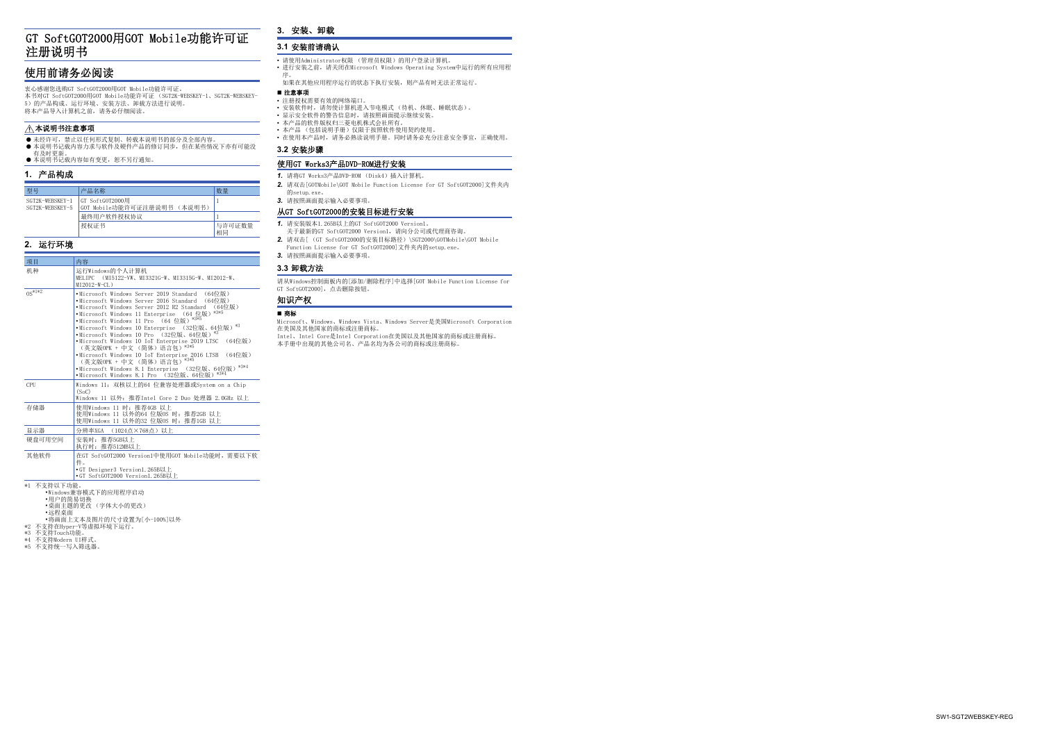# GT SoftGOT2000用GOT Mobile功能许可证注册说明书

## 使用前请务必阅读

衷心感谢您选购GT SoftGOT2000用GOT Mobile功能许可证。
本书对GT SoftGOT2000用GOT Mobile功能许可证（SGT2K-WEBSKEY-1、SGT2K-WEBSKEY-5）的产品构成、运行环境、安装方法、卸载方法进行说明。
将本产品导入计算机之前，请务必仔细阅读。

### ⚠本说明书注意事项

- 未经许可，禁止以任何形式复制、转载本说明书的部分及全部内容。
- 本说明书记载内容力求与软件及硬件产品的修订同步，但在某些情况下亦有可能没有及时更新。
- 本说明书记载内容如有变更，恕不另行通知。

## 1. 产品构成

| 型号 | 产品名称 | 数量 |
|---|---|---|
| SGT2K-WEBSKEY-1<br>SGT2K-WEBSKEY-5 | GT SoftGOT2000用<br>GOT Mobile功能许可证注册说明书（本说明书） | 1 |
| | 最终用户软件授权协议 | 1 |
| | 授权证书 | 与许可证数量相同 |

## 2. 运行环境

| 项目 | 内容 |
|---|---|
| 机种 | 运行Windows的个人计算机<br>MELIPC （MI5122-VW、MI3321G-W、MI3315G-W、MI2012-W、MI2012-W-CL） |
| OS*1*2 | •Microsoft Windows Server 2019 Standard （64位版）<br>•Microsoft Windows Server 2016 Standard （64位版）<br>•Microsoft Windows Server 2012 R2 Standard （64位版）<br>•Microsoft Windows 11 Enterprise （64 位版）*3*5<br>•Microsoft Windows 11 Pro （64 位版）*3*5<br>•Microsoft Windows 10 Enterprise （32位版、64位版）*3<br>•Microsoft Windows 10 Pro （32位版、64位版）*3<br>•Microsoft Windows 10 IoT Enterprise 2019 LTSC （64位版）（英文版OPK + 中文（简体）语言包）*3*5<br>•Microsoft Windows 10 IoT Enterprise 2016 LTSB （64位版）（英文版OPK + 中文（简体）语言包）*3*5<br>•Microsoft Windows 8.1 Enterprise （32位版、64位版）*3*4<br>•Microsoft Windows 8.1 Pro （32位版、64位版）*3*4 |
| CPU | Windows 11: 双核以上的64 位兼容处理器或System on a Chip (SoC)<br>Windows 11 以外：推荐Intel Core 2 Duo 处理器 2.0GHz 以上 |
| 存储器 | 使用Windows 11 时：推荐4GB 以上<br>使用Windows 11 以外的64 位版OS 时：推荐2GB 以上<br>使用Windows 11 以外的32 位版OS 时：推荐1GB 以上 |
| 显示器 | 分辨率XGA （1024点×768点）以上 |
| 硬盘可用空间 | 安装时：推荐5GB以上<br>执行时：推荐512MB以上 |
| 其他软件 | 在GT SoftGOT2000 Version1中使用GOT Mobile功能时，需要以下软件。<br>•GT Designer3 Version1.265B以上<br>•GT SoftGOT2000 Version1.265B以上 |

*1 不支持以下功能。
- •Windows兼容模式下的应用程序启动
- •用户的简易切换
- •桌面主题的更改（字体大小的更改）
- •远程桌面
- •将画面上文本及图片的尺寸设置为[小-100%]以外

*2 不支持在Hyper-V等虚拟环境下运行。
*3 不支持Touch功能。
*4 不支持Modern UI样式。
*5 不支持统一写入筛选器。

## 3. 安装、卸载

### 3.1 安装前请确认

- 请使用Administrator权限（管理员权限）的用户登录计算机。
- 进行安装之前，请关闭在Microsoft Windows Operating System中运行的所有应用程序。
  如果在其他应用程序运行的状态下执行安装，则产品有时无法正常运行。

**■ 注意事项**

- 注册授权需要有效的网络端口。
- 安装软件时，请勿使计算机进入节电模式（待机、休眠、睡眠状态）。
- 显示安全软件的警告信息时，请按照画面提示继续安装。
- 本产品的软件版权归三菱电机株式会社所有。
- 本产品（包括说明手册）仅限于按照软件使用契约使用。
- 在使用本产品时，请务必熟读说明手册。同时请务必充分注意安全事宜，正确使用。

### 3.2 安装步骤

#### 使用GT Works3产品DVD-ROM进行安装

1. 请将GT Works3产品DVD-ROM（Disk4）插入计算机。
2. 请双击[GOTMobile\GOT Mobile Function License for GT SoftGOT2000]文件夹内的setup.exe。
3. 请按照画面提示输入必要事项。

#### 从GT SoftGOT2000的安装目标进行安装

1. 请安装版本1.265B以上的GT SoftGOT2000 Version1。
   关于最新的GT SoftGOT2000 Version1，请向分公司或代理商咨询。
2. 请双击[（GT SoftGOT2000的安装目标路径）\SGT2000\GOTMobile\GOT Mobile Function License for GT SoftGOT2000]文件夹内的setup.exe。
3. 请按照画面提示输入必要事项。

### 3.3 卸载方法

请从Windows控制面板内的[添加/删除程序]中选择[GOT Mobile Function License for GT SoftGOT2000]，点击删除按钮。

## 知识产权

**■ 商标**

Microsoft、Windows、Windows Vista、Windows Server是美国Microsoft Corporation在美国及其他国家的商标或注册商标。
Intel、Intel Core是Intel Corporation在美国以及其他国家的商标或注册商标。
本手册中出现的其他公司名、产品名均为各公司的商标或注册商标。

SW1-SGT2WEBSKEY-REG